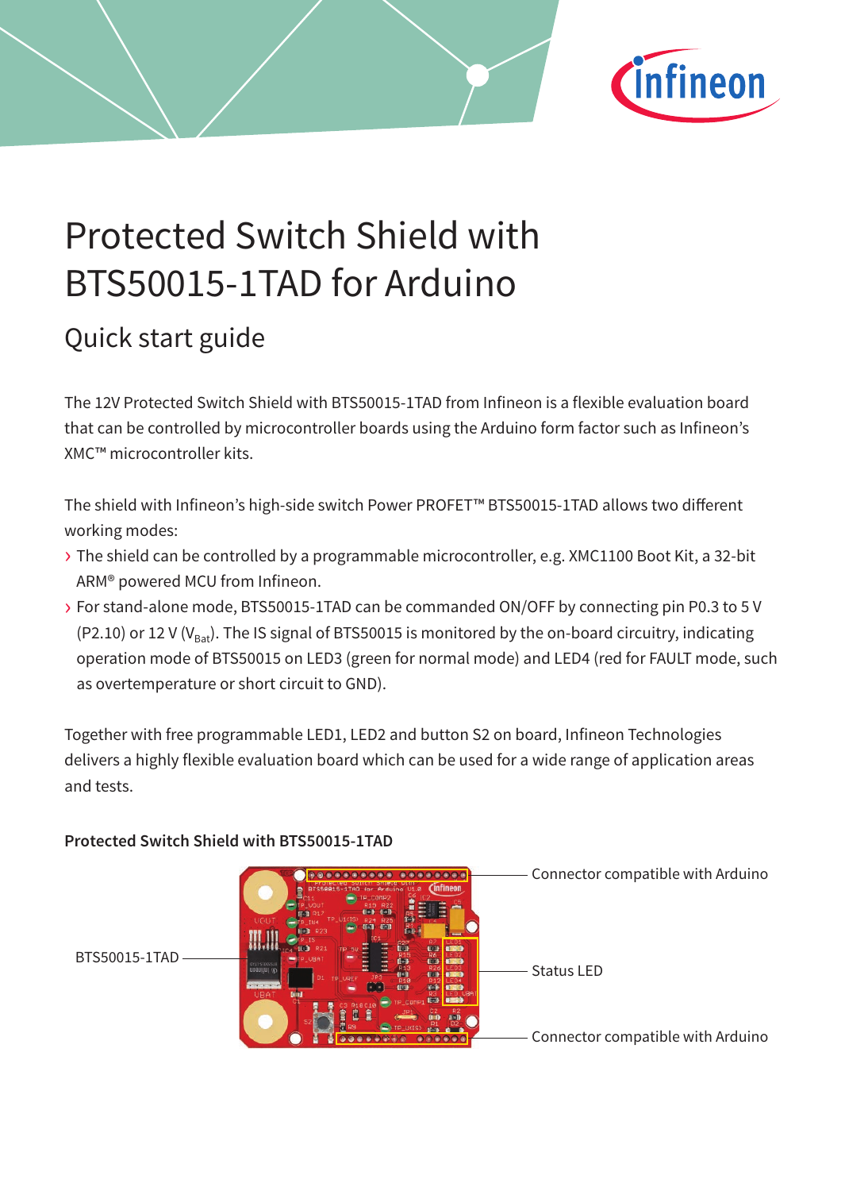# Protected Switch Shield with BTS50015-1TAD for Arduino

## Quick start guide

The 12V Protected Switch Shield with BTS50015-1TAD from Infineon is a flexible evaluation board that can be controlled by microcontroller boards using the Arduino form factor such as Infineon's XMC™ microcontroller kits.

The shield with Infineon's high-side switch Power PROFET™ BTS50015-1TAD allows two different working modes:

- The shield can be controlled by a programmable microcontroller, e.g. XMC1100 Boot Kit, a 32-bit ARM® powered MCU from Infineon.
- For stand-alone mode, BTS50015-1TAD can be commanded ON/OFF by connecting pin P0.3 to 5 V (P2.10) or 12 V ($V_{Bat}$). The IS signal of BTS50015 is monitored by the on-board circuitry, indicating operation mode of BTS50015 on LED3 (green for normal mode) and LED4 (red for FAULT mode, such as overtemperature or short circuit to GND).

Together with free programmable LED1, LED2 and button S2 on board, Infineon Technologies delivers a highly flexible evaluation board which can be used for a wide range of application areas and tests.

**Protected Switch Shield with BTS50015-1TAD**

BTS50015-1TAD

Connector compatible with Arduino

Status LED

Connector compatible with Arduino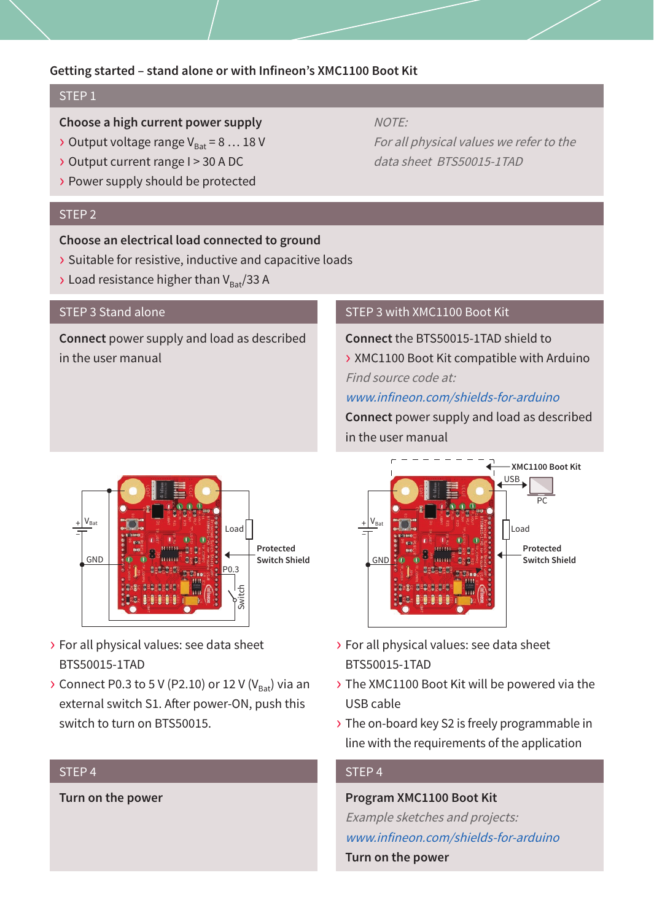## Getting started – stand alone or with Infineon's XMC1100 Boot Kit

### STEP 1

**Choose a high current power supply**

- Output voltage range $V_{Bat}$ = 8 … 18 V
- Output current range I > 30 A DC
- Power supply should be protected

*NOTE:*
*For all physical values we refer to the data sheet BTS50015-1TAD*

### STEP 2

**Choose an electrical load connected to ground**

- Suitable for resistive, inductive and capacitive loads
- Load resistance higher than $V_{Bat}$/33 A

### STEP 3 Stand alone

**Connect** power supply and load as described in the user manual

- For all physical values: see data sheet BTS50015-1TAD
- Connect P0.3 to 5 V (P2.10) or 12 V ($V_{Bat}$) via an external switch S1. After power-ON, push this switch to turn on BTS50015.

### STEP 3 with XMC1100 Boot Kit

**Connect** the BTS50015-1TAD shield to

- XMC1100 Boot Kit compatible with Arduino

*Find source code at:*
*www.infineon.com/shields-for-arduino*

**Connect** power supply and load as described in the user manual

- For all physical values: see data sheet BTS50015-1TAD
- The XMC1100 Boot Kit will be powered via the USB cable
- The on-board key S2 is freely programmable in line with the requirements of the application

### STEP 4 (Stand alone)

**Turn on the power**

### STEP 4 (with XMC1100 Boot Kit)

**Program XMC1100 Boot Kit**

*Example sketches and projects:*
*www.infineon.com/shields-for-arduino*

**Turn on the power**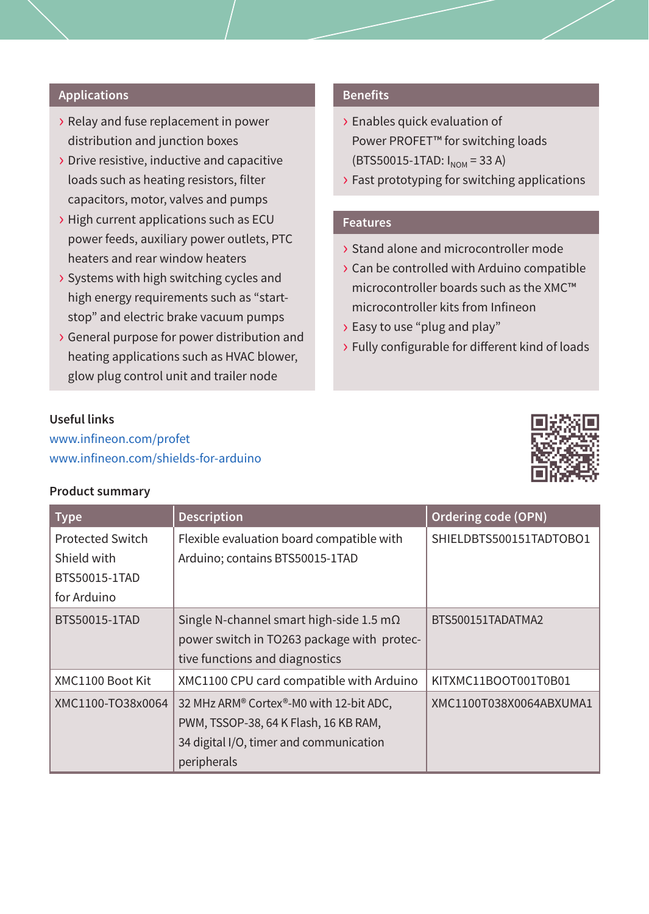## Applications

- Relay and fuse replacement in power distribution and junction boxes
- Drive resistive, inductive and capacitive loads such as heating resistors, filter capacitors, motor, valves and pumps
- High current applications such as ECU power feeds, auxiliary power outlets, PTC heaters and rear window heaters
- Systems with high switching cycles and high energy requirements such as "start-stop" and electric brake vacuum pumps
- General purpose for power distribution and heating applications such as HVAC blower, glow plug control unit and trailer node

## Benefits

- Enables quick evaluation of Power PROFET™ for switching loads (BTS50015-1TAD: $I_{NOM}$ = 33 A)
- Fast prototyping for switching applications

## Features

- Stand alone and microcontroller mode
- Can be controlled with Arduino compatible microcontroller boards such as the XMC™ microcontroller kits from Infineon
- Easy to use "plug and play"
- Fully configurable for different kind of loads

**Useful links**

www.infineon.com/profet
www.infineon.com/shields-for-arduino

**Product summary**

| Type | Description | Ordering code (OPN) |
|---|---|---|
| Protected Switch Shield with BTS50015-1TAD for Arduino | Flexible evaluation board compatible with Arduino; contains BTS50015-1TAD | SHIELDBTS500151TADTOBO1 |
| BTS50015-1TAD | Single N-channel smart high-side 1.5 mΩ power switch in TO263 package with protective functions and diagnostics | BTS500151TADATMA2 |
| XMC1100 Boot Kit | XMC1100 CPU card compatible with Arduino | KITXMC11BOOT001T0B01 |
| XMC1100-TO38x0064 | 32 MHz ARM® Cortex®-M0 with 12-bit ADC, PWM, TSSOP-38, 64 K Flash, 16 KB RAM, 34 digital I/O, timer and communication peripherals | XMC1100T038X0064ABXUMA1 |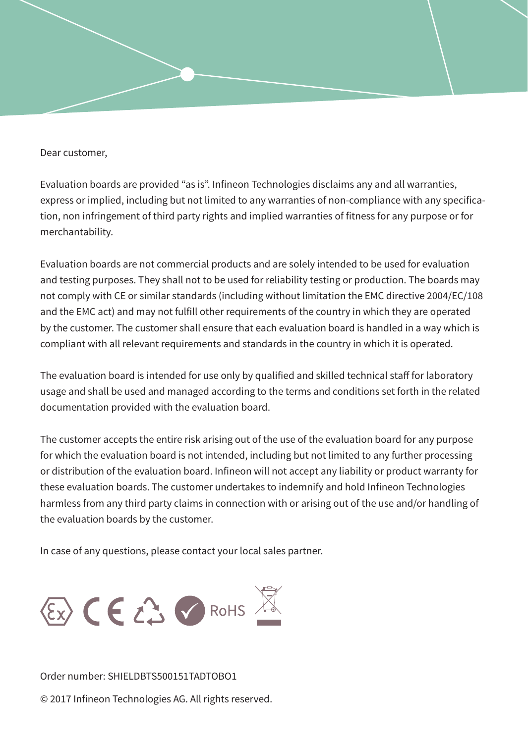Dear customer,

Evaluation boards are provided “as is”. Infineon Technologies disclaims any and all warranties, express or implied, including but not limited to any warranties of non-compliance with any specification, non infringement of third party rights and implied warranties of fitness for any purpose or for merchantability.

Evaluation boards are not commercial products and are solely intended to be used for evaluation and testing purposes. They shall not to be used for reliability testing or production. The boards may not comply with CE or similar standards (including without limitation the EMC directive 2004/EC/108 and the EMC act) and may not fulfill other requirements of the country in which they are operated by the customer. The customer shall ensure that each evaluation board is handled in a way which is compliant with all relevant requirements and standards in the country in which it is operated.

The evaluation board is intended for use only by qualified and skilled technical staff for laboratory usage and shall be used and managed according to the terms and conditions set forth in the related documentation provided with the evaluation board.

The customer accepts the entire risk arising out of the use of the evaluation board for any purpose for which the evaluation board is not intended, including but not limited to any further processing or distribution of the evaluation board. Infineon will not accept any liability or product warranty for these evaluation boards. The customer undertakes to indemnify and hold Infineon Technologies harmless from any third party claims in connection with or arising out of the use and/or handling of the evaluation boards by the customer.

In case of any questions, please contact your local sales partner.

RoHS

Order number: SHIELDBTS500151TADTOBO1

© 2017 Infineon Technologies AG. All rights reserved.